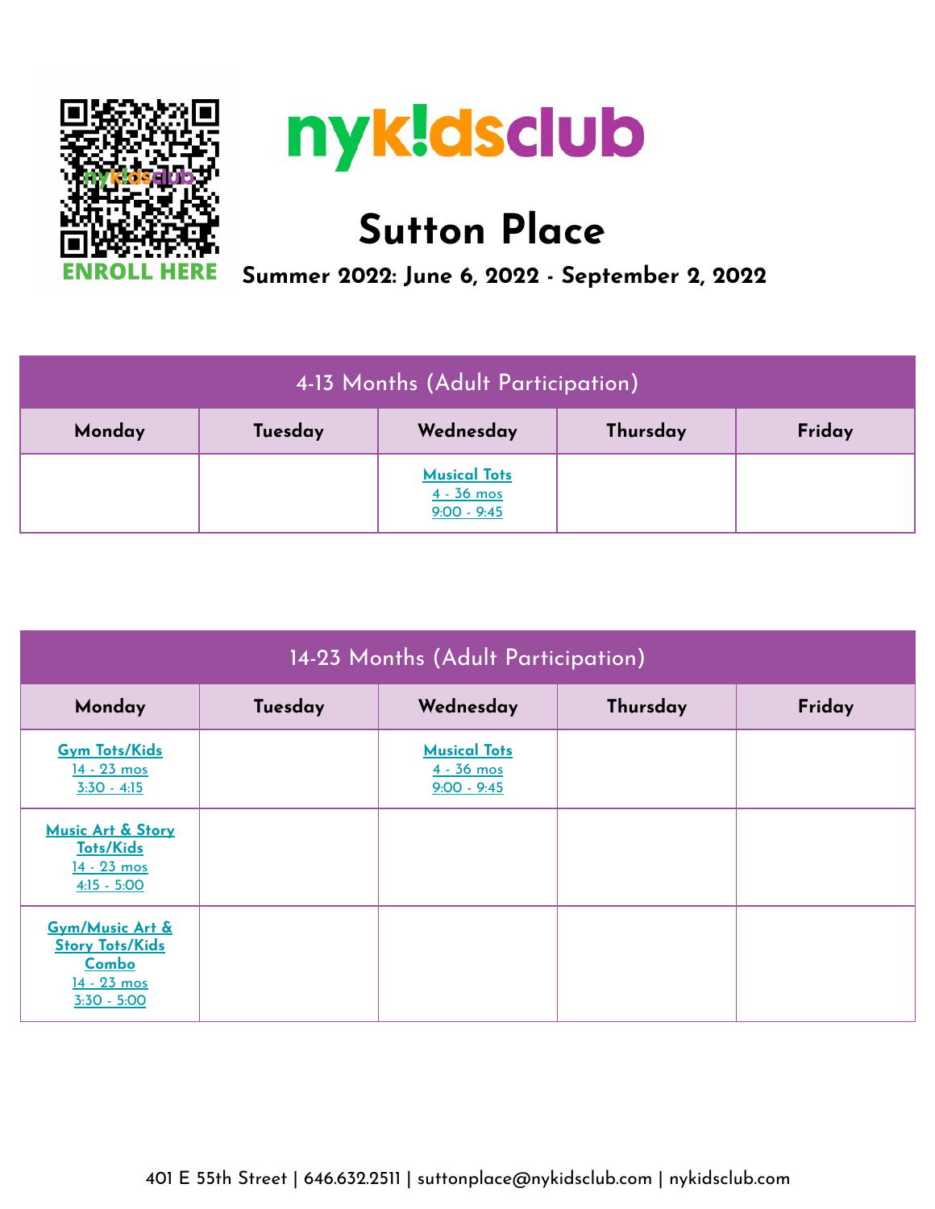ENROLL HERE

# nykidsclub

## Sutton Place

**Summer 2022: June 6, 2022 - September 2, 2022**

| 4-13 Months (Adult Participation) | | | | |
|---|---|---|---|---|
| **Monday** | **Tuesday** | **Wednesday** | **Thursday** | **Friday** |
| | | **Musical Tots**<br>4 - 36 mos<br>9:00 - 9:45 | | |

| 14-23 Months (Adult Participation) | | | | |
|---|---|---|---|---|
| **Monday** | **Tuesday** | **Wednesday** | **Thursday** | **Friday** |
| **Gym Tots/Kids**<br>14 - 23 mos<br>3:30 - 4:15 | | **Musical Tots**<br>4 - 36 mos<br>9:00 - 9:45 | | |
| **Music Art & Story Tots/Kids**<br>14 - 23 mos<br>4:15 - 5:00 | | | | |
| **Gym/Music Art & Story Tots/Kids Combo**<br>14 - 23 mos<br>3:30 - 5:00 | | | | |

401 E 55th Street | 646.632.2511 | suttonplace@nykidsclub.com | nykidsclub.com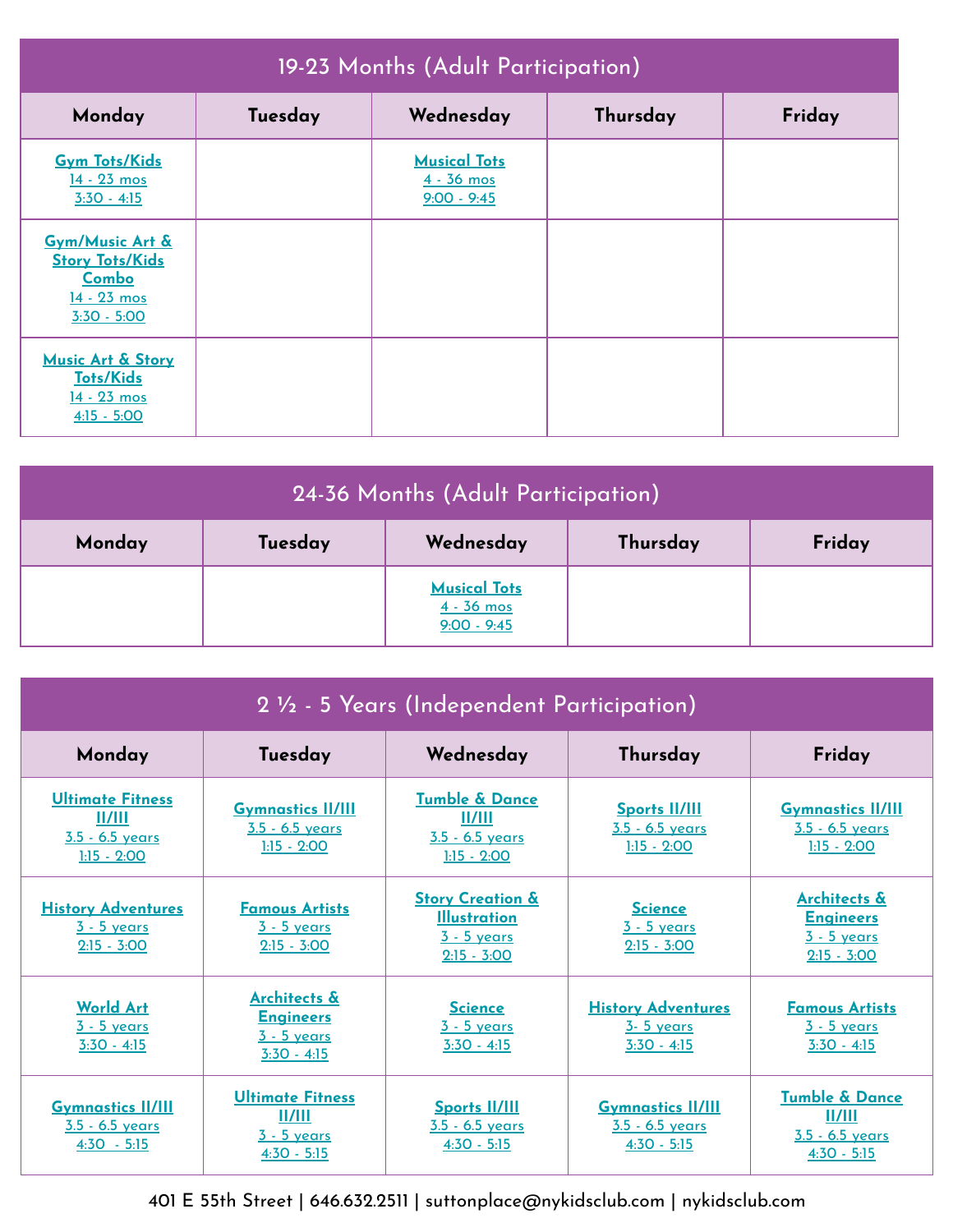## 19-23 Months (Adult Participation)

| Monday | Tuesday | Wednesday | Thursday | Friday |
| --- | --- | --- | --- | --- |
| Gym Tots/Kids<br>14 - 23 mos<br>3:30 - 4:15 | | Musical Tots<br>4 - 36 mos<br>9:00 - 9:45 | | |
| Gym/Music Art & Story Tots/Kids Combo<br>14 - 23 mos<br>3:30 - 5:00 | | | | |
| Music Art & Story Tots/Kids<br>14 - 23 mos<br>4:15 - 5:00 | | | | |

## 24-36 Months (Adult Participation)

| Monday | Tuesday | Wednesday | Thursday | Friday |
| --- | --- | --- | --- | --- |
| | | Musical Tots<br>4 - 36 mos<br>9:00 - 9:45 | | |

## 2 ½ - 5 Years (Independent Participation)

| Monday | Tuesday | Wednesday | Thursday | Friday |
| --- | --- | --- | --- | --- |
| Ultimate Fitness II/III<br>3.5 - 6.5 years<br>1:15 - 2:00 | Gymnastics II/III<br>3.5 - 6.5 years<br>1:15 - 2:00 | Tumble & Dance II/III<br>3.5 - 6.5 years<br>1:15 - 2:00 | Sports II/III<br>3.5 - 6.5 years<br>1:15 - 2:00 | Gymnastics II/III<br>3.5 - 6.5 years<br>1:15 - 2:00 |
| History Adventures<br>3 - 5 years<br>2:15 - 3:00 | Famous Artists<br>3 - 5 years<br>2:15 - 3:00 | Story Creation & Illustration<br>3 - 5 years<br>2:15 - 3:00 | Science<br>3 - 5 years<br>2:15 - 3:00 | Architects & Engineers<br>3 - 5 years<br>2:15 - 3:00 |
| World Art<br>3 - 5 years<br>3:30 - 4:15 | Architects & Engineers<br>3 - 5 years<br>3:30 - 4:15 | Science<br>3 - 5 years<br>3:30 - 4:15 | History Adventures<br>3- 5 years<br>3:30 - 4:15 | Famous Artists<br>3 - 5 years<br>3:30 - 4:15 |
| Gymnastics II/III<br>3.5 - 6.5 years<br>4:30 - 5:15 | Ultimate Fitness II/III<br>3 - 5 years<br>4:30 - 5:15 | Sports II/III<br>3.5 - 6.5 years<br>4:30 - 5:15 | Gymnastics II/III<br>3.5 - 6.5 years<br>4:30 - 5:15 | Tumble & Dance II/III<br>3.5 - 6.5 years<br>4:30 - 5:15 |

401 E 55th Street | 646.632.2511 | suttonplace@nykidsclub.com | nykidsclub.com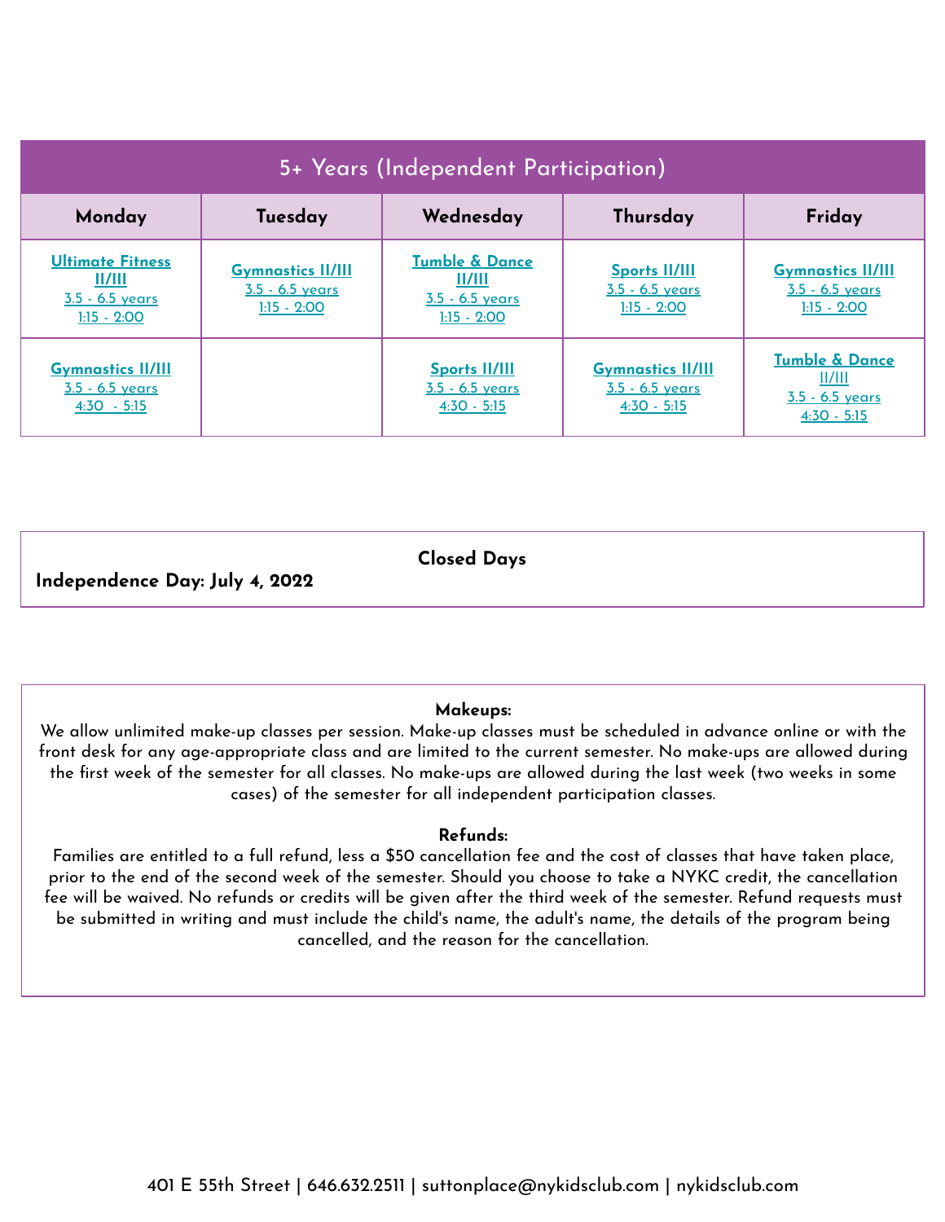| 5+ Years (Independent Participation) | | | | |
|---|---|---|---|---|
| **Monday** | **Tuesday** | **Wednesday** | **Thursday** | **Friday** |
| **Ultimate Fitness II/III** 3.5 - 6.5 years 1:15 - 2:00 | **Gymnastics II/III** 3.5 - 6.5 years 1:15 - 2:00 | **Tumble & Dance II/III** 3.5 - 6.5 years 1:15 - 2:00 | **Sports II/III** 3.5 - 6.5 years 1:15 - 2:00 | **Gymnastics II/III** 3.5 - 6.5 years 1:15 - 2:00 |
| **Gymnastics II/III** 3.5 - 6.5 years 4:30 - 5:15 | | **Sports II/III** 3.5 - 6.5 years 4:30 - 5:15 | **Gymnastics II/III** 3.5 - 6.5 years 4:30 - 5:15 | **Tumble & Dance II/III** 3.5 - 6.5 years 4:30 - 5:15 |

**Closed Days**

**Independence Day: July 4, 2022**

**Makeups:**

We allow unlimited make-up classes per session. Make-up classes must be scheduled in advance online or with the front desk for any age-appropriate class and are limited to the current semester. No make-ups are allowed during the first week of the semester for all classes. No make-ups are allowed during the last week (two weeks in some cases) of the semester for all independent participation classes.

**Refunds:**

Families are entitled to a full refund, less a $50 cancellation fee and the cost of classes that have taken place, prior to the end of the second week of the semester. Should you choose to take a NYKC credit, the cancellation fee will be waived. No refunds or credits will be given after the third week of the semester. Refund requests must be submitted in writing and must include the child's name, the adult's name, the details of the program being cancelled, and the reason for the cancellation.

401 E 55th Street | 646.632.2511 | suttonplace@nykidsclub.com | nykidsclub.com